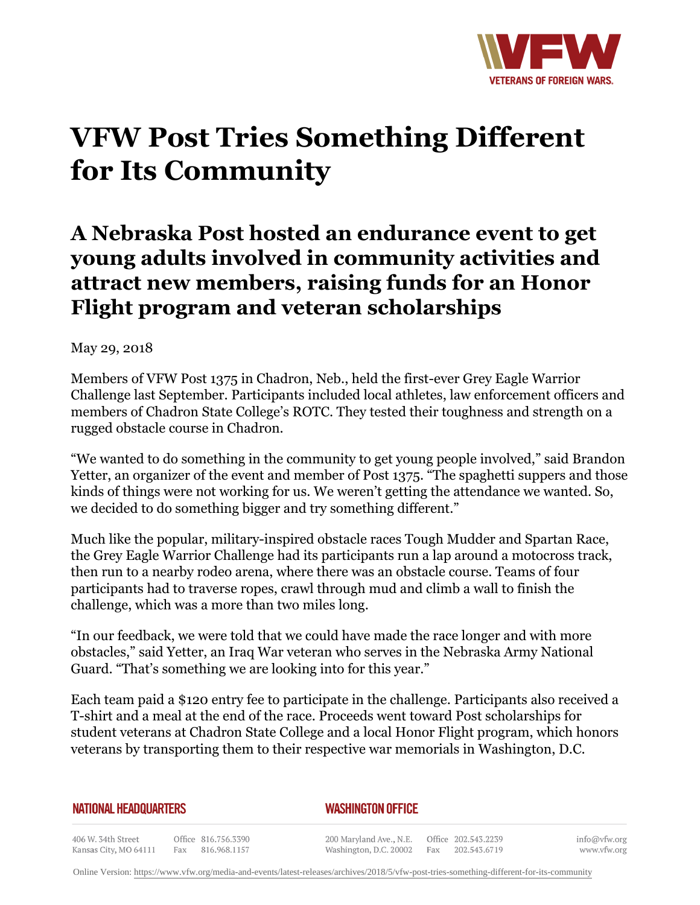# VFW Post Tries Something Different for Its Community

## A Nebraska Post hosted an endurance event to get young adults involved in community activities and attract new members, raising funds for an Honor Flight program and veteran scholarships

May 29, 2018

Members of VFW Post 1375 in Chadron, Neb., held the first-ever Grey Eagle Warrior Challenge last September. Participants included local athletes, law enforcement officers and members of Chadron State College's ROTC. They tested their toughness and strength on a rugged obstacle course in Chadron.

"We wanted to do something in the community to get young people involved," said Brandon Yetter, an organizer of the event and member of Post 1375. "The spaghetti suppers and those kinds of things were not working for us. We weren't getting the attendance we wanted. So, we decided to do something bigger and try something different."

Much like the popular, military-inspired obstacle races Tough Mudder and Spartan Race, the Grey Eagle Warrior Challenge had its participants run a lap around a motocross track, then run to a nearby rodeo arena, where there was an obstacle course. Teams of four participants had to traverse ropes, crawl through mud and climb a wall to finish the challenge, which was a more than two miles long.

"In our feedback, we were told that we could have made the race longer and with more obstacles," said Yetter, an Iraq War veteran who serves in the Nebraska Army National Guard. "That's something we are looking into for this year."

Each team paid a $120 entry fee to participate in the challenge. Participants also received a T-shirt and a meal at the end of the race. Proceeds went toward Post scholarships for student veterans at Chadron State College and a local Honor Flight program, which honors veterans by transporting them to their respective war memorials in Washington, D.C.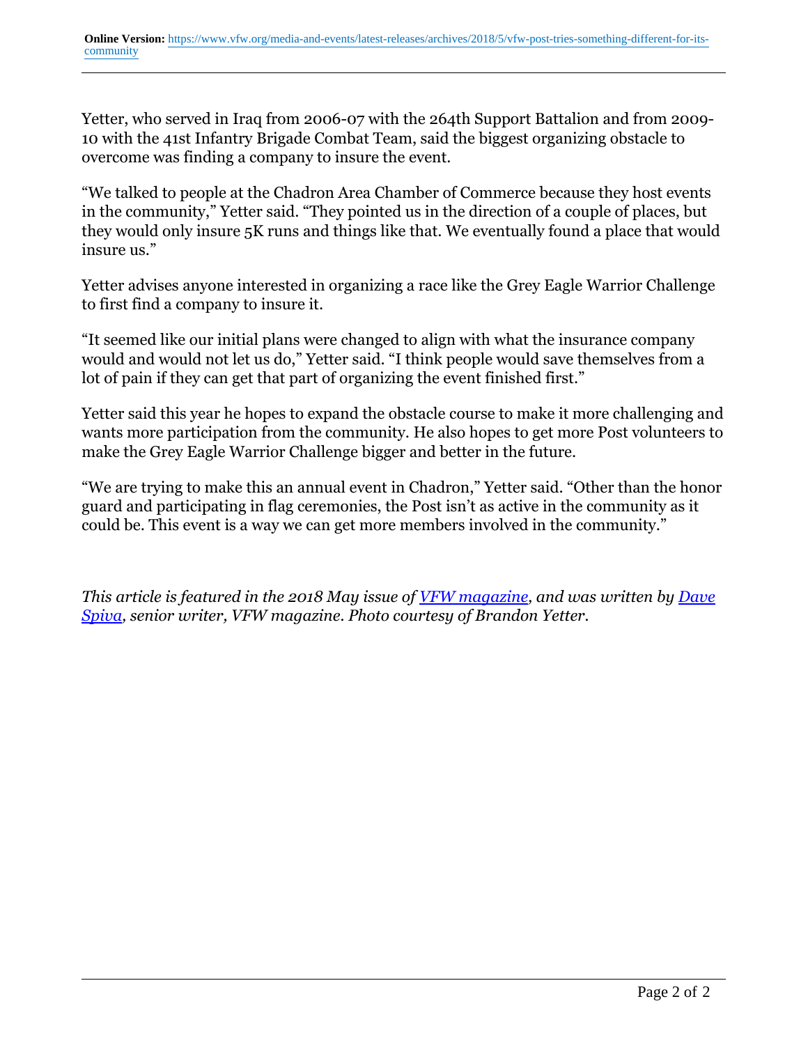Yetter, who served in Iraq from 2006-07 with the 264th Support Battalion and from 2009-10 with the 41st Infantry Brigade Combat Team, said the biggest organizing obstacle to overcome was finding a company to insure the event.

"We talked to people at the Chadron Area Chamber of Commerce because they host events in the community," Yetter said. "They pointed us in the direction of a couple of places, but they would only insure 5K runs and things like that. We eventually found a place that would insure us."

Yetter advises anyone interested in organizing a race like the Grey Eagle Warrior Challenge to first find a company to insure it.

"It seemed like our initial plans were changed to align with what the insurance company would and would not let us do," Yetter said. "I think people would save themselves from a lot of pain if they can get that part of organizing the event finished first."

Yetter said this year he hopes to expand the obstacle course to make it more challenging and wants more participation from the community. He also hopes to get more Post volunteers to make the Grey Eagle Warrior Challenge bigger and better in the future.

"We are trying to make this an annual event in Chadron," Yetter said. "Other than the honor guard and participating in flag ceremonies, the Post isn't as active in the community as it could be. This event is a way we can get more members involved in the community."

*This article is featured in the 2018 May issue of VFW magazine, and was written by Dave Spiva, senior writer, VFW magazine. Photo courtesy of Brandon Yetter.*